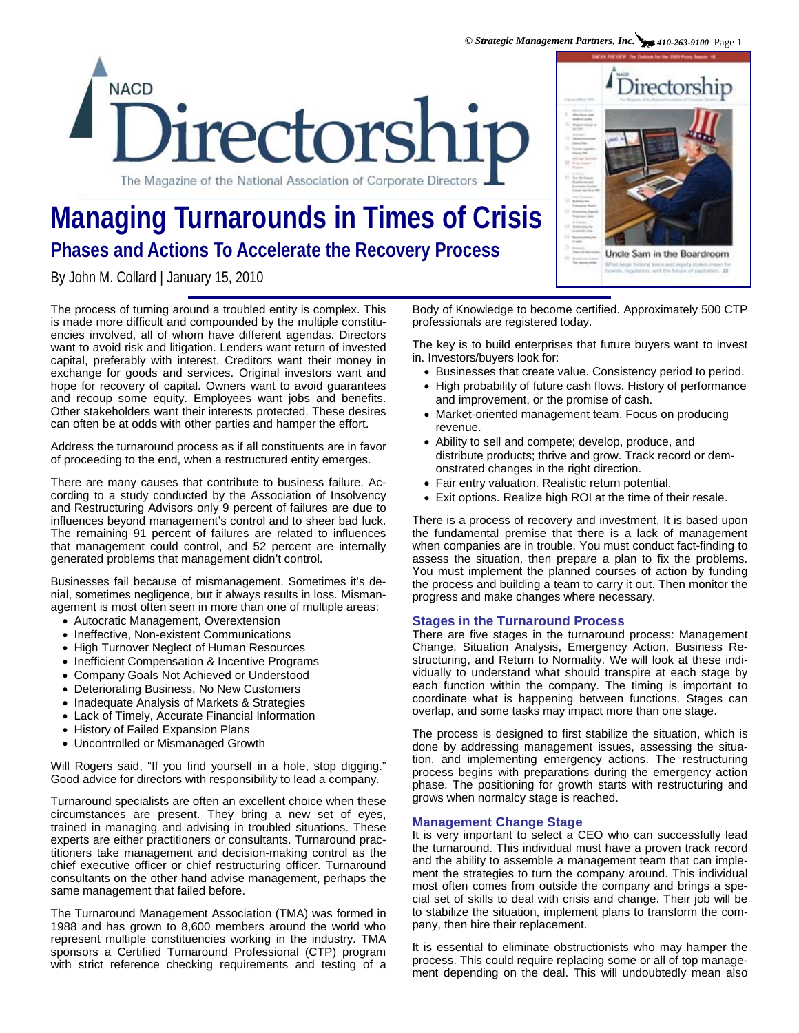NACD Directorship
The Magazine of the National Association of Corporate Directors

# Managing Turnarounds in Times of Crisis

## Phases and Actions To Accelerate the Recovery Process

By John M. Collard | January 15, 2010

The process of turning around a troubled entity is complex. This is made more difficult and compounded by the multiple constituencies involved, all of whom have different agendas. Directors want to avoid risk and litigation. Lenders want return of invested capital, preferably with interest. Creditors want their money in exchange for goods and services. Original investors want and hope for recovery of capital. Owners want to avoid guarantees and recoup some equity. Employees want jobs and benefits. Other stakeholders want their interests protected. These desires can often be at odds with other parties and hamper the effort.

Address the turnaround process as if all constituents are in favor of proceeding to the end, when a restructured entity emerges.

There are many causes that contribute to business failure. According to a study conducted by the Association of Insolvency and Restructuring Advisors only 9 percent of failures are due to influences beyond management's control and to sheer bad luck. The remaining 91 percent of failures are related to influences that management could control, and 52 percent are internally generated problems that management didn't control.

Businesses fail because of mismanagement. Sometimes it's denial, sometimes negligence, but it always results in loss. Mismanagement is most often seen in more than one of multiple areas:

- Autocratic Management, Overextension
- Ineffective, Non-existent Communications
- High Turnover Neglect of Human Resources
- Inefficient Compensation & Incentive Programs
- Company Goals Not Achieved or Understood
- Deteriorating Business, No New Customers
- Inadequate Analysis of Markets & Strategies
- Lack of Timely, Accurate Financial Information
- History of Failed Expansion Plans
- Uncontrolled or Mismanaged Growth

Will Rogers said, "If you find yourself in a hole, stop digging." Good advice for directors with responsibility to lead a company.

Turnaround specialists are often an excellent choice when these circumstances are present. They bring a new set of eyes, trained in managing and advising in troubled situations. These experts are either practitioners or consultants. Turnaround practitioners take management and decision-making control as the chief executive officer or chief restructuring officer. Turnaround consultants on the other hand advise management, perhaps the same management that failed before.

The Turnaround Management Association (TMA) was formed in 1988 and has grown to 8,600 members around the world who represent multiple constituencies working in the industry. TMA sponsors a Certified Turnaround Professional (CTP) program with strict reference checking requirements and testing of a Body of Knowledge to become certified. Approximately 500 CTP professionals are registered today.

The key is to build enterprises that future buyers want to invest in. Investors/buyers look for:

- Businesses that create value. Consistency period to period.
- High probability of future cash flows. History of performance and improvement, or the promise of cash.
- Market-oriented management team. Focus on producing revenue.
- Ability to sell and compete; develop, produce, and distribute products; thrive and grow. Track record or demonstrated changes in the right direction.
- Fair entry valuation. Realistic return potential.
- Exit options. Realize high ROI at the time of their resale.

There is a process of recovery and investment. It is based upon the fundamental premise that there is a lack of management when companies are in trouble. You must conduct fact-finding to assess the situation, then prepare a plan to fix the problems. You must implement the planned courses of action by funding the process and building a team to carry it out. Then monitor the progress and make changes where necessary.

### Stages in the Turnaround Process

There are five stages in the turnaround process: Management Change, Situation Analysis, Emergency Action, Business Restructuring, and Return to Normality. We will look at these individually to understand what should transpire at each stage by each function within the company. The timing is important to coordinate what is happening between functions. Stages can overlap, and some tasks may impact more than one stage.

The process is designed to first stabilize the situation, which is done by addressing management issues, assessing the situation, and implementing emergency actions. The restructuring process begins with preparations during the emergency action phase. The positioning for growth starts with restructuring and grows when normalcy stage is reached.

### Management Change Stage

It is very important to select a CEO who can successfully lead the turnaround. This individual must have a proven track record and the ability to assemble a management team that can implement the strategies to turn the company around. This individual most often comes from outside the company and brings a special set of skills to deal with crisis and change. Their job will be to stabilize the situation, implement plans to transform the company, then hire their replacement.

It is essential to eliminate obstructionists who may hamper the process. This could require replacing some or all of top management depending on the deal. This will undoubtedly mean also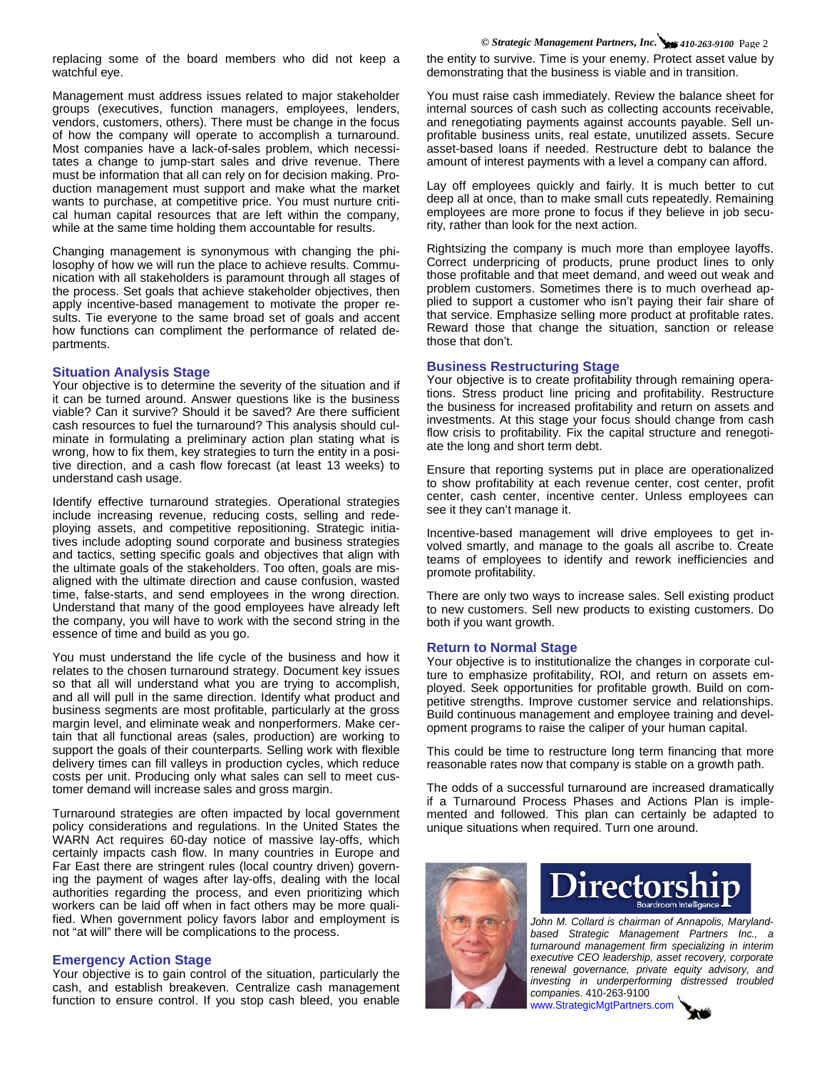replacing some of the board members who did not keep a watchful eye.

Management must address issues related to major stakeholder groups (executives, function managers, employees, lenders, vendors, customers, others). There must be change in the focus of how the company will operate to accomplish a turnaround. Most companies have a lack-of-sales problem, which necessitates a change to jump-start sales and drive revenue. There must be information that all can rely on for decision making. Production management must support and make what the market wants to purchase, at competitive price. You must nurture critical human capital resources that are left within the company, while at the same time holding them accountable for results.

Changing management is synonymous with changing the philosophy of how we will run the place to achieve results. Communication with all stakeholders is paramount through all stages of the process. Set goals that achieve stakeholder objectives, then apply incentive-based management to motivate the proper results. Tie everyone to the same broad set of goals and accent how functions can compliment the performance of related departments.

### Situation Analysis Stage

Your objective is to determine the severity of the situation and if it can be turned around. Answer questions like is the business viable? Can it survive? Should it be saved? Are there sufficient cash resources to fuel the turnaround? This analysis should culminate in formulating a preliminary action plan stating what is wrong, how to fix them, key strategies to turn the entity in a positive direction, and a cash flow forecast (at least 13 weeks) to understand cash usage.

Identify effective turnaround strategies. Operational strategies include increasing revenue, reducing costs, selling and redeploying assets, and competitive repositioning. Strategic initiatives include adopting sound corporate and business strategies and tactics, setting specific goals and objectives that align with the ultimate goals of the stakeholders. Too often, goals are misaligned with the ultimate direction and cause confusion, wasted time, false-starts, and send employees in the wrong direction. Understand that many of the good employees have already left the company, you will have to work with the second string in the essence of time and build as you go.

You must understand the life cycle of the business and how it relates to the chosen turnaround strategy. Document key issues so that all will understand what you are trying to accomplish, and all will pull in the same direction. Identify what product and business segments are most profitable, particularly at the gross margin level, and eliminate weak and nonperformers. Make certain that all functional areas (sales, production) are working to support the goals of their counterparts. Selling work with flexible delivery times can fill valleys in production cycles, which reduce costs per unit. Producing only what sales can sell to meet customer demand will increase sales and gross margin.

Turnaround strategies are often impacted by local government policy considerations and regulations. In the United States the WARN Act requires 60-day notice of massive lay-offs, which certainly impacts cash flow. In many countries in Europe and Far East there are stringent rules (local country driven) governing the payment of wages after lay-offs, dealing with the local authorities regarding the process, and even prioritizing which workers can be laid off when in fact others may be more qualified. When government policy favors labor and employment is not "at will" there will be complications to the process.

### Emergency Action Stage

Your objective is to gain control of the situation, particularly the cash, and establish breakeven. Centralize cash management function to ensure control. If you stop cash bleed, you enable the entity to survive. Time is your enemy. Protect asset value by demonstrating that the business is viable and in transition.

You must raise cash immediately. Review the balance sheet for internal sources of cash such as collecting accounts receivable, and renegotiating payments against accounts payable. Sell unprofitable business units, real estate, unutilized assets. Secure asset-based loans if needed. Restructure debt to balance the amount of interest payments with a level a company can afford.

Lay off employees quickly and fairly. It is much better to cut deep all at once, than to make small cuts repeatedly. Remaining employees are more prone to focus if they believe in job security, rather than look for the next action.

Rightsizing the company is much more than employee layoffs. Correct underpricing of products, prune product lines to only those profitable and that meet demand, and weed out weak and problem customers. Sometimes there is to much overhead applied to support a customer who isn't paying their fair share of that service. Emphasize selling more product at profitable rates. Reward those that change the situation, sanction or release those that don't.

### Business Restructuring Stage

Your objective is to create profitability through remaining operations. Stress product line pricing and profitability. Restructure the business for increased profitability and return on assets and investments. At this stage your focus should change from cash flow crisis to profitability. Fix the capital structure and renegotiate the long and short term debt.

Ensure that reporting systems put in place are operationalized to show profitability at each revenue center, cost center, profit center, cash center, incentive center. Unless employees can see it they can't manage it.

Incentive-based management will drive employees to get involved smartly, and manage to the goals all ascribe to. Create teams of employees to identify and rework inefficiencies and promote profitability.

There are only two ways to increase sales. Sell existing product to new customers. Sell new products to existing customers. Do both if you want growth.

### Return to Normal Stage

Your objective is to institutionalize the changes in corporate culture to emphasize profitability, ROI, and return on assets employed. Seek opportunities for profitable growth. Build on competitive strengths. Improve customer service and relationships. Build continuous management and employee training and development programs to raise the caliper of your human capital.

This could be time to restructure long term financing that more reasonable rates now that company is stable on a growth path.

The odds of a successful turnaround are increased dramatically if a Turnaround Process Phases and Actions Plan is implemented and followed. This plan can certainly be adapted to unique situations when required. Turn one around.

Directorship
Boardroom Intelligence

*John M. Collard is chairman of Annapolis, Maryland-based Strategic Management Partners Inc., a turnaround management firm specializing in interim executive CEO leadership, asset recovery, corporate renewal governance, private equity advisory, and investing in underperforming distressed troubled companies.* 410-263-9100
www.StrategicMgtPartners.com